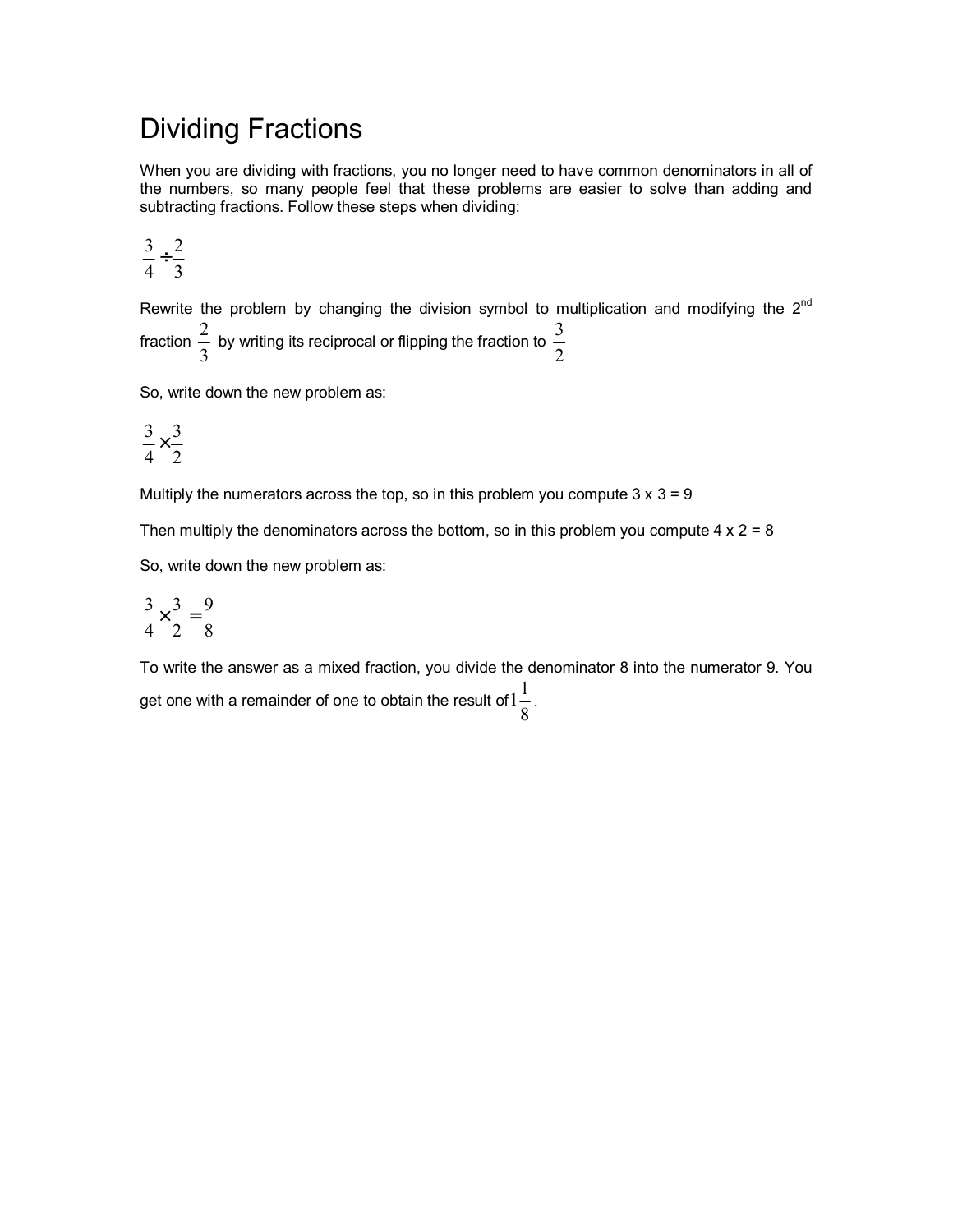# Dividing Fractions

When you are dividing with fractions, you no longer need to have common denominators in all of the numbers, so many people feel that these problems are easier to solve than adding and subtracting fractions. Follow these steps when dividing:

$$\frac{3}{4} \div \frac{2}{3}$$

Rewrite the problem by changing the division symbol to multiplication and modifying the 2nd fraction $\frac{2}{3}$ by writing its reciprocal or flipping the fraction to $\frac{3}{2}$

So, write down the new problem as:

$$\frac{3}{4} \times \frac{3}{2}$$

Multiply the numerators across the top, so in this problem you compute 3 x 3 = 9

Then multiply the denominators across the bottom, so in this problem you compute 4 x 2 = 8

So, write down the new problem as:

$$\frac{3}{4} \times \frac{3}{2} = \frac{9}{8}$$

To write the answer as a mixed fraction, you divide the denominator 8 into the numerator 9. You get one with a remainder of one to obtain the result of $1\frac{1}{8}$.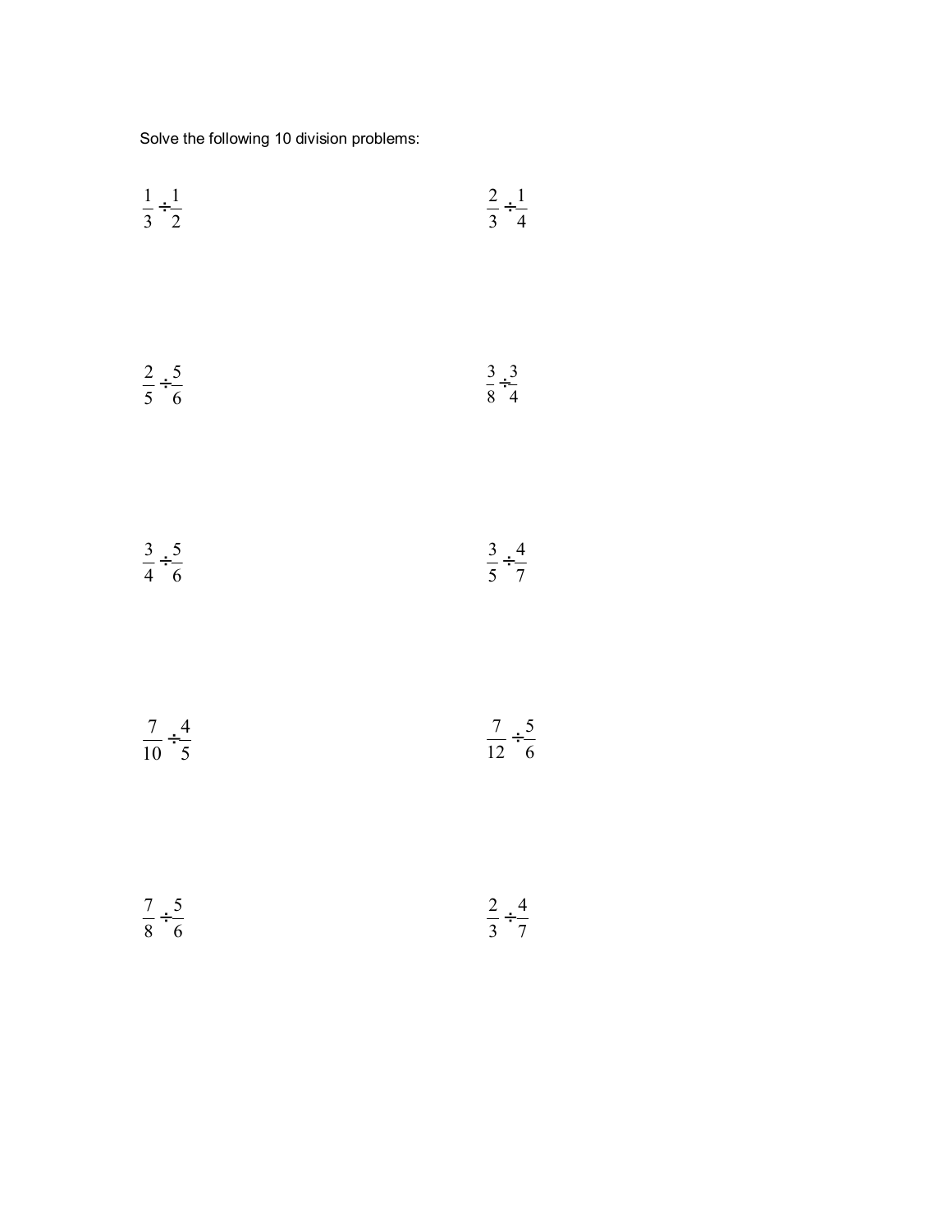Solve the following 10 division problems:

$\frac{1}{3} \div \frac{1}{2}$

$\frac{2}{3} \div \frac{1}{4}$

$\frac{2}{5} \div \frac{5}{6}$

$\frac{3}{8} \div \frac{3}{4}$

$\frac{3}{4} \div \frac{5}{6}$

$\frac{3}{5} \div \frac{4}{7}$

$\frac{7}{10} \div \frac{4}{5}$

$\frac{7}{12} \div \frac{5}{6}$

$\frac{7}{8} \div \frac{5}{6}$

$\frac{2}{3} \div \frac{4}{7}$